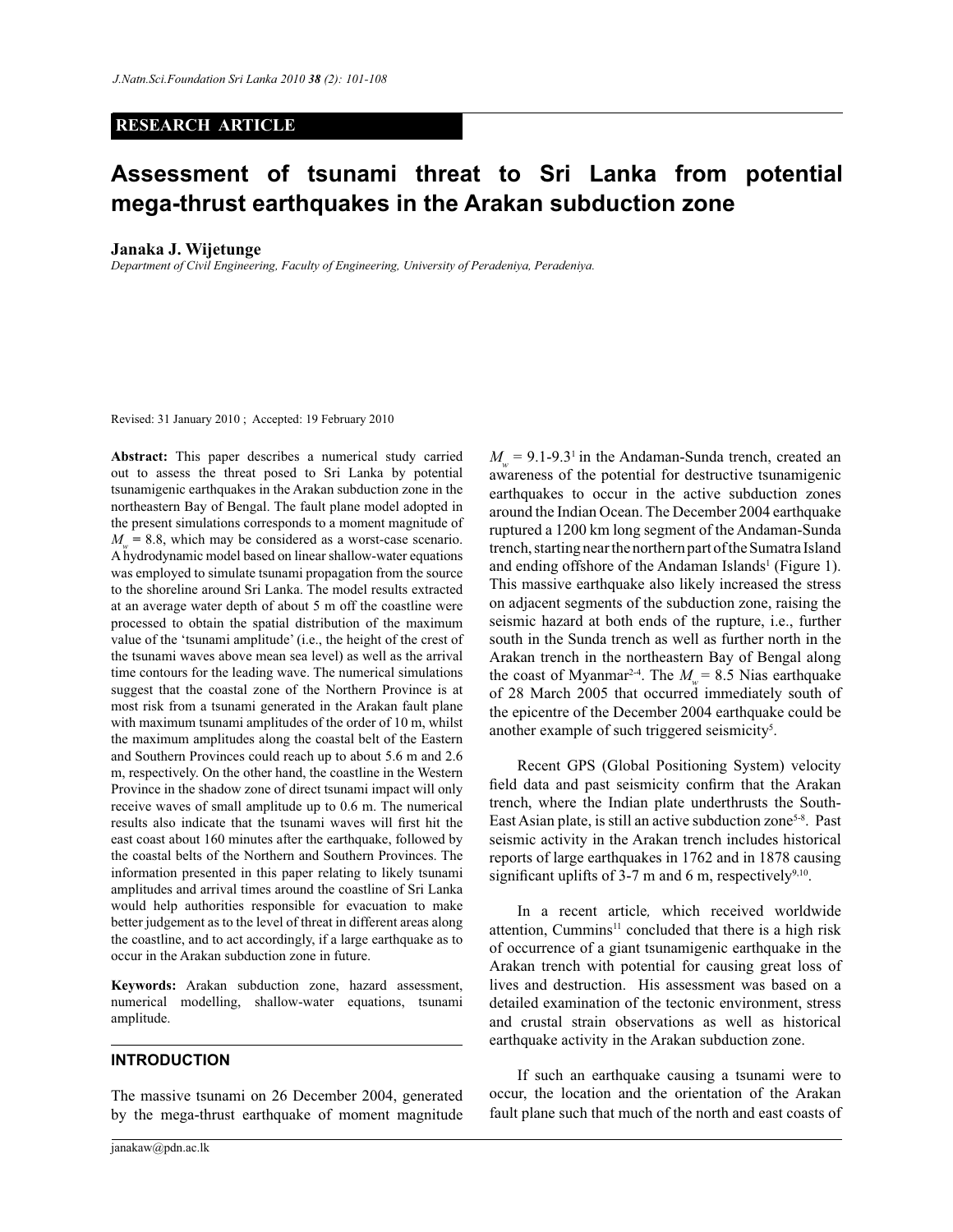**RESEARCH ARTICLE**

# Assessment of tsunami threat to Sri Lanka from potential mega-thrust earthquakes in the Arakan subduction zone

**Janaka J. Wijetunge**

*Department of Civil Engineering, Faculty of Engineering, University of Peradeniya, Peradeniya.*

Revised: 31 January 2010 ; Accepted: 19 February 2010

**Abstract:** This paper describes a numerical study carried out to assess the threat posed to Sri Lanka by potential tsunamigenic earthquakes in the Arakan subduction zone in the northeastern Bay of Bengal. The fault plane model adopted in the present simulations corresponds to a moment magnitude of $M_w$ = 8.8, which may be considered as a worst-case scenario. A hydrodynamic model based on linear shallow-water equations was employed to simulate tsunami propagation from the source to the shoreline around Sri Lanka. The model results extracted at an average water depth of about 5 m off the coastline were processed to obtain the spatial distribution of the maximum value of the 'tsunami amplitude' (i.e., the height of the crest of the tsunami waves above mean sea level) as well as the arrival time contours for the leading wave. The numerical simulations suggest that the coastal zone of the Northern Province is at most risk from a tsunami generated in the Arakan fault plane with maximum tsunami amplitudes of the order of 10 m, whilst the maximum amplitudes along the coastal belt of the Eastern and Southern Provinces could reach up to about 5.6 m and 2.6 m, respectively. On the other hand, the coastline in the Western Province in the shadow zone of direct tsunami impact will only receive waves of small amplitude up to 0.6 m. The numerical results also indicate that the tsunami waves will first hit the east coast about 160 minutes after the earthquake, followed by the coastal belts of the Northern and Southern Provinces. The information presented in this paper relating to likely tsunami amplitudes and arrival times around the coastline of Sri Lanka would help authorities responsible for evacuation to make better judgement as to the level of threat in different areas along the coastline, and to act accordingly, if a large earthquake as to occur in the Arakan subduction zone in future.

**Keywords:** Arakan subduction zone, hazard assessment, numerical modelling, shallow-water equations, tsunami amplitude.

## INTRODUCTION

The massive tsunami on 26 December 2004, generated by the mega-thrust earthquake of moment magnitude $M_w$ = 9.1-9.3[1] in the Andaman-Sunda trench, created an awareness of the potential for destructive tsunamigenic earthquakes to occur in the active subduction zones around the Indian Ocean. The December 2004 earthquake ruptured a 1200 km long segment of the Andaman-Sunda trench, starting near the northern part of the Sumatra Island and ending offshore of the Andaman Islands[1] (Figure 1). This massive earthquake also likely increased the stress on adjacent segments of the subduction zone, raising the seismic hazard at both ends of the rupture, i.e., further south in the Sunda trench as well as further north in the Arakan trench in the northeastern Bay of Bengal along the coast of Myanmar[2-4]. The $M_w$ = 8.5 Nias earthquake of 28 March 2005 that occurred immediately south of the epicentre of the December 2004 earthquake could be another example of such triggered seismicity[5].

Recent GPS (Global Positioning System) velocity field data and past seismicity confirm that the Arakan trench, where the Indian plate underthrusts the South-East Asian plate, is still an active subduction zone[5-8]. Past seismic activity in the Arakan trench includes historical reports of large earthquakes in 1762 and in 1878 causing significant uplifts of 3-7 m and 6 m, respectively[9,10].

In a recent article, which received worldwide attention, Cummins[11] concluded that there is a high risk of occurrence of a giant tsunamigenic earthquake in the Arakan trench with potential for causing great loss of lives and destruction. His assessment was based on a detailed examination of the tectonic environment, stress and crustal strain observations as well as historical earthquake activity in the Arakan subduction zone.

If such an earthquake causing a tsunami were to occur, the location and the orientation of the Arakan fault plane such that much of the north and east coasts of

janakaw@pdn.ac.lk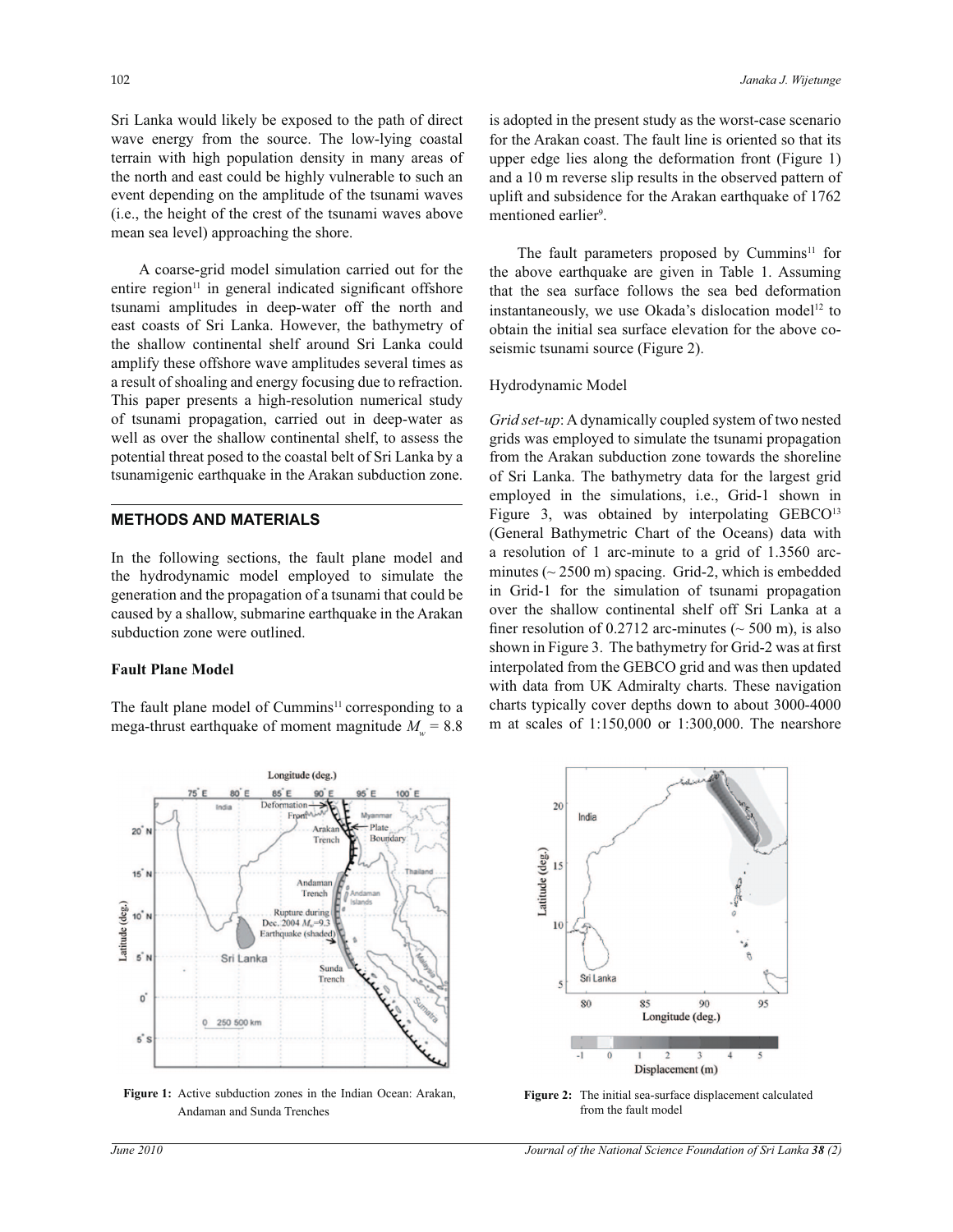Sri Lanka would likely be exposed to the path of direct wave energy from the source. The low-lying coastal terrain with high population density in many areas of the north and east could be highly vulnerable to such an event depending on the amplitude of the tsunami waves (i.e., the height of the crest of the tsunami waves above mean sea level) approaching the shore.

A coarse-grid model simulation carried out for the entire region[11] in general indicated significant offshore tsunami amplitudes in deep-water off the north and east coasts of Sri Lanka. However, the bathymetry of the shallow continental shelf around Sri Lanka could amplify these offshore wave amplitudes several times as a result of shoaling and energy focusing due to refraction. This paper presents a high-resolution numerical study of tsunami propagation, carried out in deep-water as well as over the shallow continental shelf, to assess the potential threat posed to the coastal belt of Sri Lanka by a tsunamigenic earthquake in the Arakan subduction zone.

## METHODS AND MATERIALS

In the following sections, the fault plane model and the hydrodynamic model employed to simulate the generation and the propagation of a tsunami that could be caused by a shallow, submarine earthquake in the Arakan subduction zone were outlined.

### Fault Plane Model

The fault plane model of Cummins[11] corresponding to a mega-thrust earthquake of moment magnitude $M_w = 8.8$ is adopted in the present study as the worst-case scenario for the Arakan coast. The fault line is oriented so that its upper edge lies along the deformation front (Figure 1) and a 10 m reverse slip results in the observed pattern of uplift and subsidence for the Arakan earthquake of 1762 mentioned earlier[9].

The fault parameters proposed by Cummins[11] for the above earthquake are given in Table 1. Assuming that the sea surface follows the sea bed deformation instantaneously, we use Okada's dislocation model[12] to obtain the initial sea surface elevation for the above co-seismic tsunami source (Figure 2).

### Hydrodynamic Model

*Grid set-up*: A dynamically coupled system of two nested grids was employed to simulate the tsunami propagation from the Arakan subduction zone towards the shoreline of Sri Lanka. The bathymetry data for the largest grid employed in the simulations, i.e., Grid-1 shown in Figure 3, was obtained by interpolating GEBCO[13] (General Bathymetric Chart of the Oceans) data with a resolution of 1 arc-minute to a grid of 1.3560 arc-minutes (~ 2500 m) spacing. Grid-2, which is embedded in Grid-1 for the simulation of tsunami propagation over the shallow continental shelf off Sri Lanka at a finer resolution of 0.2712 arc-minutes (~ 500 m), is also shown in Figure 3. The bathymetry for Grid-2 was at first interpolated from the GEBCO grid and was then updated with data from UK Admiralty charts. These navigation charts typically cover depths down to about 3000-4000 m at scales of 1:150,000 or 1:300,000. The nearshore

**Figure 1:** Active subduction zones in the Indian Ocean: Arakan, Andaman and Sunda Trenches

**Figure 2:** The initial sea-surface displacement calculated from the fault model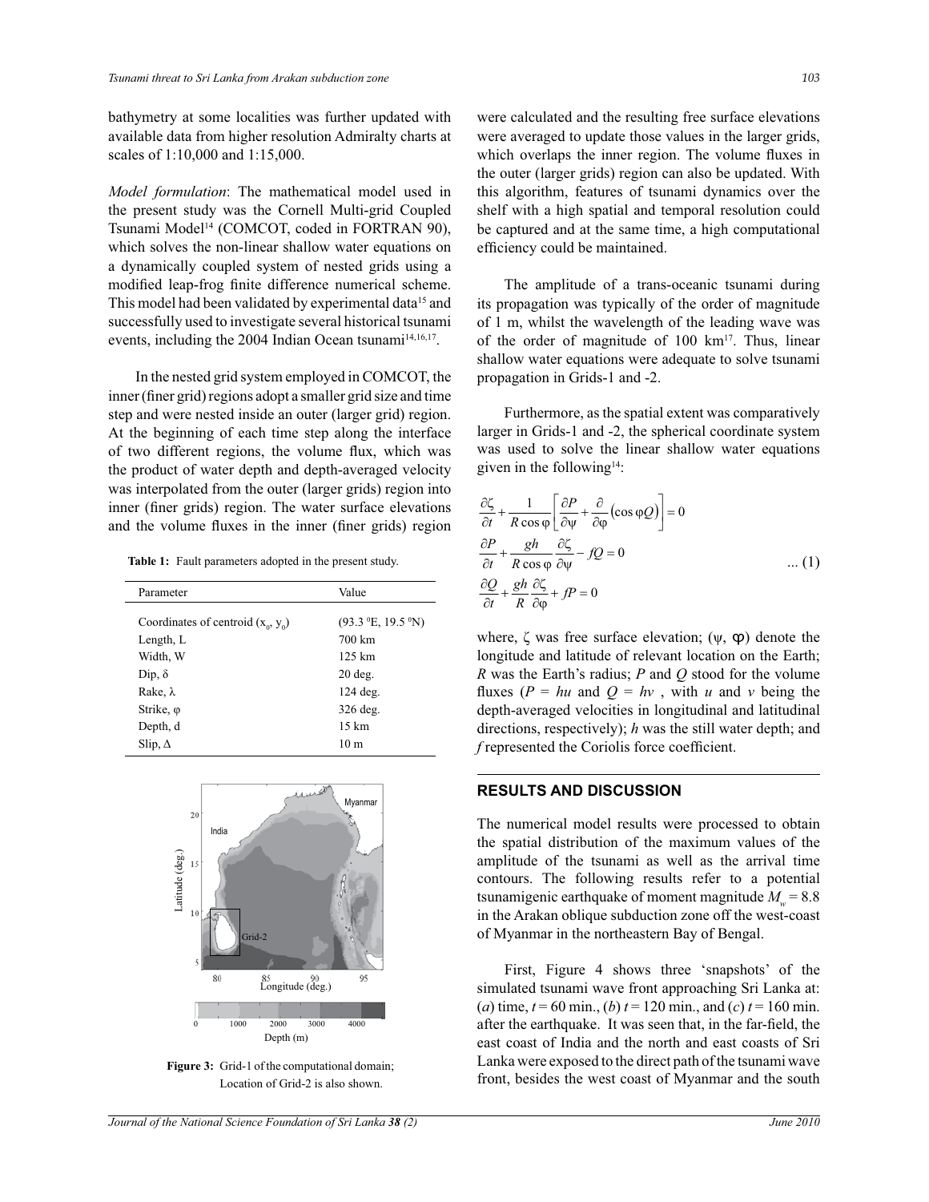bathymetry at some localities was further updated with available data from higher resolution Admiralty charts at scales of 1:10,000 and 1:15,000.

*Model formulation*: The mathematical model used in the present study was the Cornell Multi-grid Coupled Tsunami Model[14] (COMCOT, coded in FORTRAN 90), which solves the non-linear shallow water equations on a dynamically coupled system of nested grids using a modified leap-frog finite difference numerical scheme. This model had been validated by experimental data[15] and successfully used to investigate several historical tsunami events, including the 2004 Indian Ocean tsunami[14,16,17].

In the nested grid system employed in COMCOT, the inner (finer grid) regions adopt a smaller grid size and time step and were nested inside an outer (larger grid) region. At the beginning of each time step along the interface of two different regions, the volume flux, which was the product of water depth and depth-averaged velocity was interpolated from the outer (larger grids) region into inner (finer grids) region. The water surface elevations and the volume fluxes in the inner (finer grids) region were calculated and the resulting free surface elevations were averaged to update those values in the larger grids, which overlaps the inner region. The volume fluxes in the outer (larger grids) region can also be updated. With this algorithm, features of tsunami dynamics over the shelf with a high spatial and temporal resolution could be captured and at the same time, a high computational efficiency could be maintained.

**Table 1:** Fault parameters adopted in the present study.

| Parameter | Value |
|---|---|
| Coordinates of centroid ($x_0$, $y_0$) | (93.3 $^0$E, 19.5 $^0$N) |
| Length, L | 700 km |
| Width, W | 125 km |
| Dip, $\delta$ | 20 deg. |
| Rake, $\lambda$ | 124 deg. |
| Strike, $\varphi$ | 326 deg. |
| Depth, d | 15 km |
| Slip, $\Delta$ | 10 m |

**Figure 3:** Grid-1 of the computational domain; Location of Grid-2 is also shown.

The amplitude of a trans-oceanic tsunami during its propagation was typically of the order of magnitude of 1 m, whilst the wavelength of the leading wave was of the order of magnitude of 100 km[17]. Thus, linear shallow water equations were adequate to solve tsunami propagation in Grids-1 and -2.

Furthermore, as the spatial extent was comparatively larger in Grids-1 and -2, the spherical coordinate system was used to solve the linear shallow water equations given in the following[14]:

$$
\begin{aligned}
&\frac{\partial \zeta}{\partial t} + \frac{1}{R\cos\varphi}\left[\frac{\partial P}{\partial \psi} + \frac{\partial}{\partial \varphi}\left(\cos\varphi Q\right)\right] = 0 \\
&\frac{\partial P}{\partial t} + \frac{gh}{R\cos\varphi}\frac{\partial \zeta}{\partial \psi} - fQ = 0 \\
&\frac{\partial Q}{\partial t} + \frac{gh}{R}\frac{\partial \zeta}{\partial \varphi} + fP = 0
\end{aligned}
\qquad \text{... (1)}
$$

where, $\zeta$ was free surface elevation; ($\psi$, $\varphi$) denote the longitude and latitude of relevant location on the Earth; $R$ was the Earth's radius; $P$ and $Q$ stood for the volume fluxes ($P = hu$ and $Q = hv$ , with $u$ and $v$ being the depth-averaged velocities in longitudinal and latitudinal directions, respectively); $h$ was the still water depth; and $f$ represented the Coriolis force coefficient.

## RESULTS AND DISCUSSION

The numerical model results were processed to obtain the spatial distribution of the maximum values of the amplitude of the tsunami as well as the arrival time contours. The following results refer to a potential tsunamigenic earthquake of moment magnitude $M_w = 8.8$ in the Arakan oblique subduction zone off the west-coast of Myanmar in the northeastern Bay of Bengal.

First, Figure 4 shows three 'snapshots' of the simulated tsunami wave front approaching Sri Lanka at: (*a*) time, $t = 60$ min., (*b*) $t = 120$ min., and (*c*) $t = 160$ min. after the earthquake. It was seen that, in the far-field, the east coast of India and the north and east coasts of Sri Lanka were exposed to the direct path of the tsunami wave front, besides the west coast of Myanmar and the south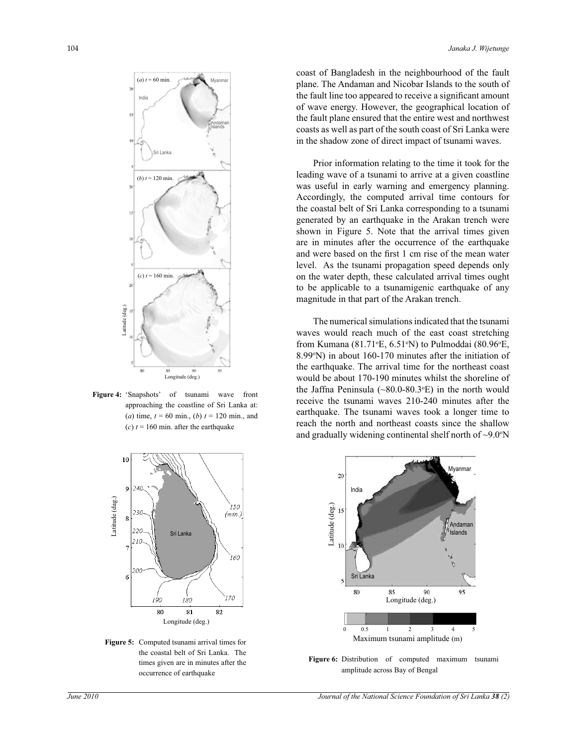coast of Bangladesh in the neighbourhood of the fault plane. The Andaman and Nicobar Islands to the south of the fault line too appeared to receive a significant amount of wave energy. However, the geographical location of the fault plane ensured that the entire west and northwest coasts as well as part of the south coast of Sri Lanka were in the shadow zone of direct impact of tsunami waves.

Prior information relating to the time it took for the leading wave of a tsunami to arrive at a given coastline was useful in early warning and emergency planning. Accordingly, the computed arrival time contours for the coastal belt of Sri Lanka corresponding to a tsunami generated by an earthquake in the Arakan trench were shown in Figure 5. Note that the arrival times given are in minutes after the occurrence of the earthquake and were based on the first 1 cm rise of the mean water level. As the tsunami propagation speed depends only on the water depth, these calculated arrival times ought to be applicable to a tsunamigenic earthquake of any magnitude in that part of the Arakan trench.

The numerical simulations indicated that the tsunami waves would reach much of the east coast stretching from Kumana (81.71°E, 6.51°N) to Pulmoddai (80.96°E, 8.99°N) in about 160-170 minutes after the initiation of the earthquake. The arrival time for the northeast coast would be about 170-190 minutes whilst the shoreline of the Jaffna Peninsula (~80.0-80.3°E) in the north would receive the tsunami waves 210-240 minutes after the earthquake. The tsunami waves took a longer time to reach the north and northeast coasts since the shallow and gradually widening continental shelf north of ~9.0°N

**Figure 4:** 'Snapshots' of tsunami wave front approaching the coastline of Sri Lanka at: (*a*) time, *t* = 60 min., (*b*) *t* = 120 min., and (*c*) *t* = 160 min. after the earthquake

**Figure 5:** Computed tsunami arrival times for the coastal belt of Sri Lanka. The times given are in minutes after the occurrence of earthquake

**Figure 6:** Distribution of computed maximum tsunami amplitude across Bay of Bengal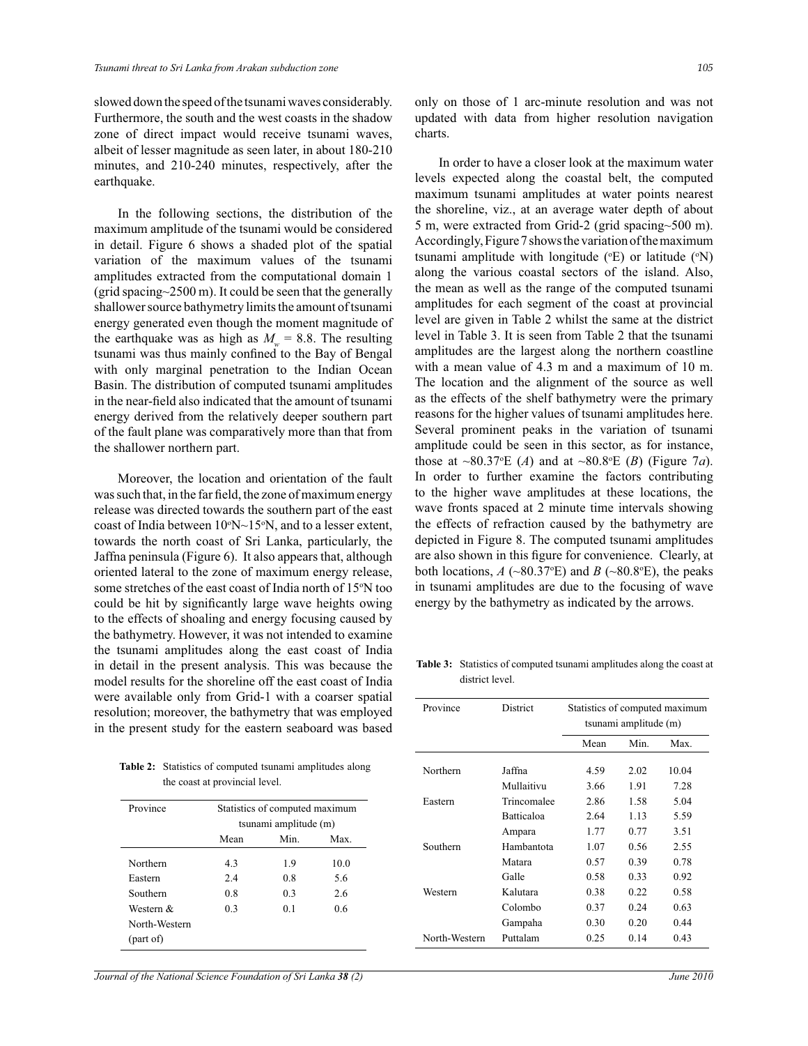slowed down the speed of the tsunami waves considerably. Furthermore, the south and the west coasts in the shadow zone of direct impact would receive tsunami waves, albeit of lesser magnitude as seen later, in about 180-210 minutes, and 210-240 minutes, respectively, after the earthquake.

In the following sections, the distribution of the maximum amplitude of the tsunami would be considered in detail. Figure 6 shows a shaded plot of the spatial variation of the maximum values of the tsunami amplitudes extracted from the computational domain 1 (grid spacing~2500 m). It could be seen that the generally shallower source bathymetry limits the amount of tsunami energy generated even though the moment magnitude of the earthquake was as high as $M_w = 8.8$. The resulting tsunami was thus mainly confined to the Bay of Bengal with only marginal penetration to the Indian Ocean Basin. The distribution of computed tsunami amplitudes in the near-field also indicated that the amount of tsunami energy derived from the relatively deeper southern part of the fault plane was comparatively more than that from the shallower northern part.

Moreover, the location and orientation of the fault was such that, in the far field, the zone of maximum energy release was directed towards the southern part of the east coast of India between 10°N~15°N, and to a lesser extent, towards the north coast of Sri Lanka, particularly, the Jaffna peninsula (Figure 6). It also appears that, although oriented lateral to the zone of maximum energy release, some stretches of the east coast of India north of 15°N too could be hit by significantly large wave heights owing to the effects of shoaling and energy focusing caused by the bathymetry. However, it was not intended to examine the tsunami amplitudes along the east coast of India in detail in the present analysis. This was because the model results for the shoreline off the east coast of India were available only from Grid-1 with a coarser spatial resolution; moreover, the bathymetry that was employed in the present study for the eastern seaboard was based only on those of 1 arc-minute resolution and was not updated with data from higher resolution navigation charts.

**Table 2:** Statistics of computed tsunami amplitudes along the coast at provincial level.

| Province | Statistics of computed maximum tsunami amplitude (m) | | |
|---|---|---|---|
| | Mean | Min. | Max. |
| Northern | 4.3 | 1.9 | 10.0 |
| Eastern | 2.4 | 0.8 | 5.6 |
| Southern | 0.8 | 0.3 | 2.6 |
| Western & North-Western (part of) | 0.3 | 0.1 | 0.6 |

In order to have a closer look at the maximum water levels expected along the coastal belt, the computed maximum tsunami amplitudes at water points nearest the shoreline, viz., at an average water depth of about 5 m, were extracted from Grid-2 (grid spacing~500 m). Accordingly, Figure 7 shows the variation of the maximum tsunami amplitude with longitude (°E) or latitude (°N) along the various coastal sectors of the island. Also, the mean as well as the range of the computed tsunami amplitudes for each segment of the coast at provincial level are given in Table 2 whilst the same at the district level in Table 3. It is seen from Table 2 that the tsunami amplitudes are the largest along the northern coastline with a mean value of 4.3 m and a maximum of 10 m. The location and the alignment of the source as well as the effects of the shelf bathymetry were the primary reasons for the higher values of tsunami amplitudes here. Several prominent peaks in the variation of tsunami amplitude could be seen in this sector, as for instance, those at ~80.37°E (*A*) and at ~80.8°E (*B*) (Figure 7*a*). In order to further examine the factors contributing to the higher wave amplitudes at these locations, the wave fronts spaced at 2 minute time intervals showing the effects of refraction caused by the bathymetry are depicted in Figure 8. The computed tsunami amplitudes are also shown in this figure for convenience. Clearly, at both locations, *A* (~80.37°E) and *B* (~80.8°E), the peaks in tsunami amplitudes are due to the focusing of wave energy by the bathymetry as indicated by the arrows.

**Table 3:** Statistics of computed tsunami amplitudes along the coast at district level.

| Province | District | Statistics of computed maximum tsunami amplitude (m) | | |
|---|---|---|---|---|
| | | Mean | Min. | Max. |
| Northern | Jaffna | 4.59 | 2.02 | 10.04 |
| | Mullaitivu | 3.66 | 1.91 | 7.28 |
| Eastern | Trincomalee | 2.86 | 1.58 | 5.04 |
| | Batticaloa | 2.64 | 1.13 | 5.59 |
| | Ampara | 1.77 | 0.77 | 3.51 |
| Southern | Hambantota | 1.07 | 0.56 | 2.55 |
| | Matara | 0.57 | 0.39 | 0.78 |
| | Galle | 0.58 | 0.33 | 0.92 |
| Western | Kalutara | 0.38 | 0.22 | 0.58 |
| | Colombo | 0.37 | 0.24 | 0.63 |
| | Gampaha | 0.30 | 0.20 | 0.44 |
| North-Western | Puttalam | 0.25 | 0.14 | 0.43 |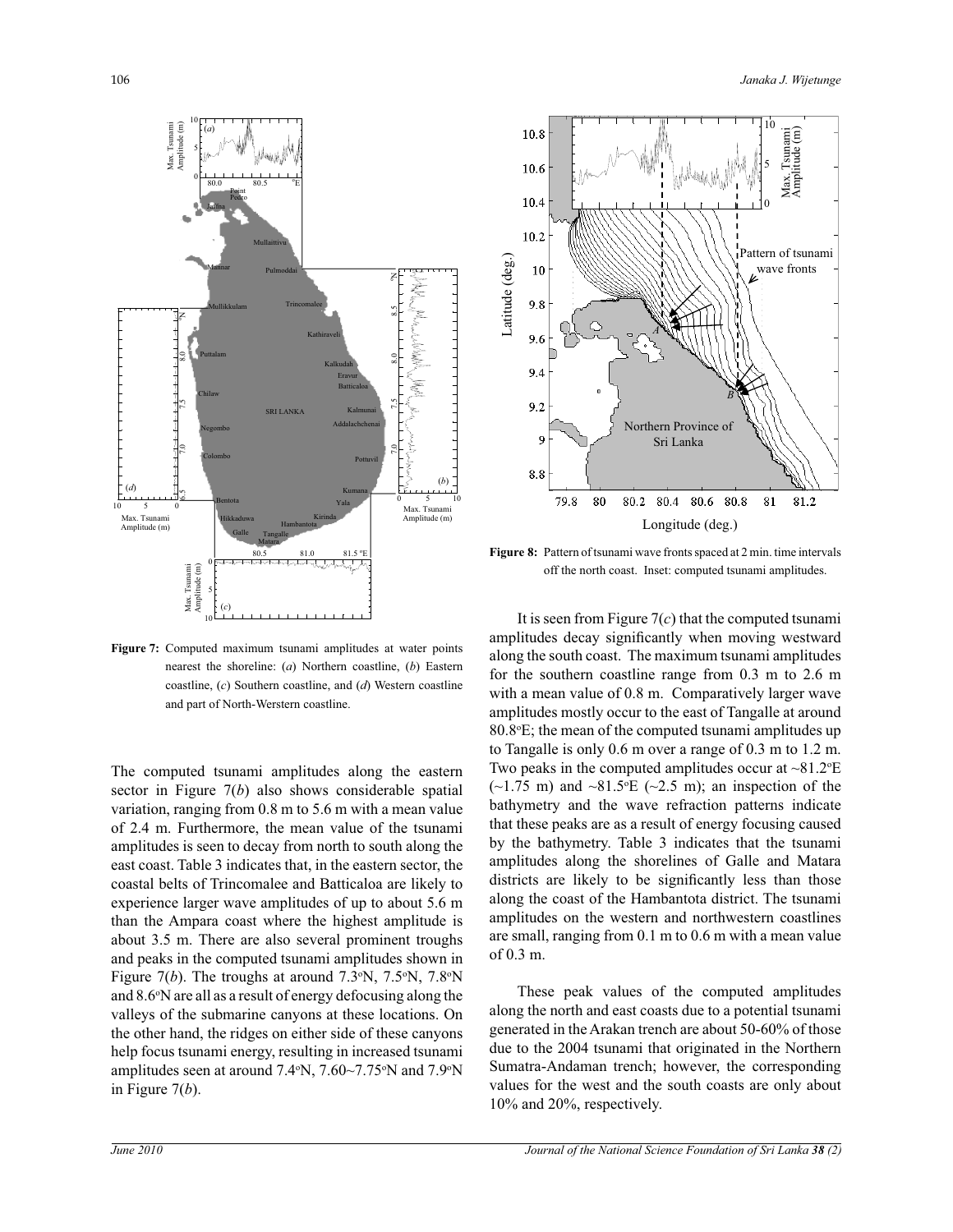**Figure 7:** Computed maximum tsunami amplitudes at water points nearest the shoreline: (*a*) Northern coastline, (*b*) Eastern coastline, (*c*) Southern coastline, and (*d*) Western coastline and part of North-Werstern coastline.

The computed tsunami amplitudes along the eastern sector in Figure 7(*b*) also shows considerable spatial variation, ranging from 0.8 m to 5.6 m with a mean value of 2.4 m. Furthermore, the mean value of the tsunami amplitudes is seen to decay from north to south along the east coast. Table 3 indicates that, in the eastern sector, the coastal belts of Trincomalee and Batticaloa are likely to experience larger wave amplitudes of up to about 5.6 m than the Ampara coast where the highest amplitude is about 3.5 m. There are also several prominent troughs and peaks in the computed tsunami amplitudes shown in Figure 7(*b*). The troughs at around 7.3°N, 7.5°N, 7.8°N and 8.6°N are all as a result of energy defocusing along the valleys of the submarine canyons at these locations. On the other hand, the ridges on either side of these canyons help focus tsunami energy, resulting in increased tsunami amplitudes seen at around 7.4°N, 7.60~7.75°N and 7.9°N in Figure 7(*b*).

**Figure 8:** Pattern of tsunami wave fronts spaced at 2 min. time intervals off the north coast. Inset: computed tsunami amplitudes.

It is seen from Figure 7(*c*) that the computed tsunami amplitudes decay significantly when moving westward along the south coast. The maximum tsunami amplitudes for the southern coastline range from 0.3 m to 2.6 m with a mean value of 0.8 m. Comparatively larger wave amplitudes mostly occur to the east of Tangalle at around 80.8°E; the mean of the computed tsunami amplitudes up to Tangalle is only 0.6 m over a range of 0.3 m to 1.2 m. Two peaks in the computed amplitudes occur at ~81.2°E (~1.75 m) and ~81.5°E (~2.5 m); an inspection of the bathymetry and the wave refraction patterns indicate that these peaks are as a result of energy focusing caused by the bathymetry. Table 3 indicates that the tsunami amplitudes along the shorelines of Galle and Matara districts are likely to be significantly less than those along the coast of the Hambantota district. The tsunami amplitudes on the western and northwestern coastlines are small, ranging from 0.1 m to 0.6 m with a mean value of 0.3 m.

These peak values of the computed amplitudes along the north and east coasts due to a potential tsunami generated in the Arakan trench are about 50-60% of those due to the 2004 tsunami that originated in the Northern Sumatra-Andaman trench; however, the corresponding values for the west and the south coasts are only about 10% and 20%, respectively.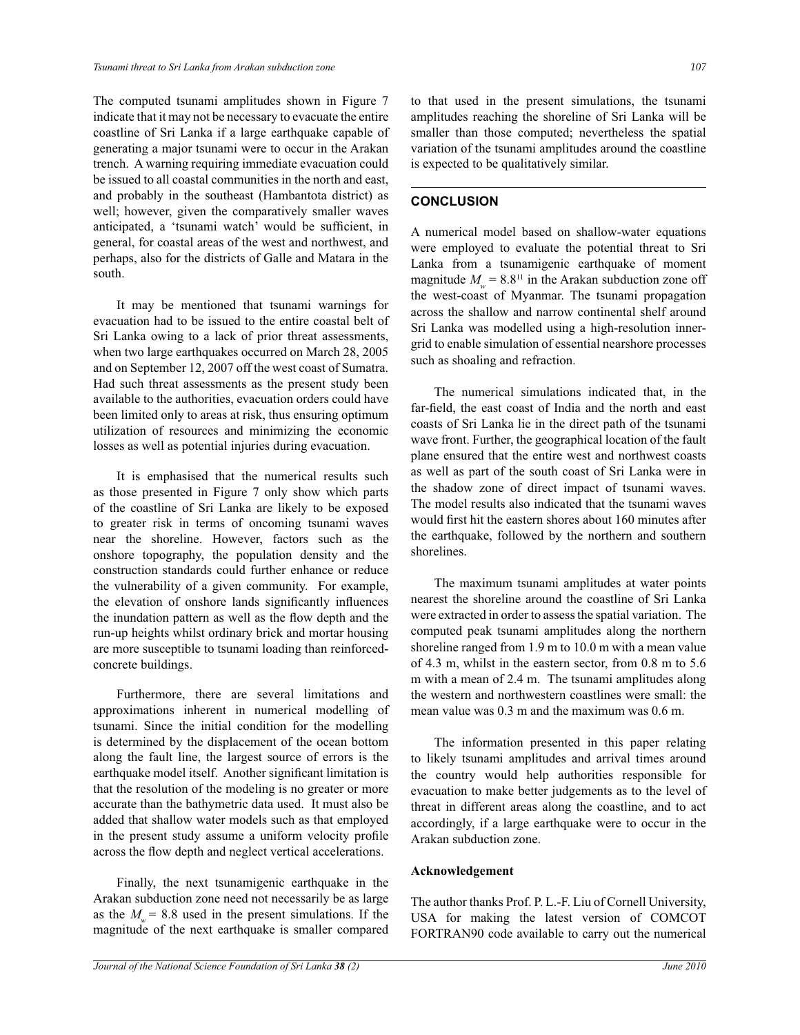The computed tsunami amplitudes shown in Figure 7 indicate that it may not be necessary to evacuate the entire coastline of Sri Lanka if a large earthquake capable of generating a major tsunami were to occur in the Arakan trench. A warning requiring immediate evacuation could be issued to all coastal communities in the north and east, and probably in the southeast (Hambantota district) as well; however, given the comparatively smaller waves anticipated, a 'tsunami watch' would be sufficient, in general, for coastal areas of the west and northwest, and perhaps, also for the districts of Galle and Matara in the south.

It may be mentioned that tsunami warnings for evacuation had to be issued to the entire coastal belt of Sri Lanka owing to a lack of prior threat assessments, when two large earthquakes occurred on March 28, 2005 and on September 12, 2007 off the west coast of Sumatra. Had such threat assessments as the present study been available to the authorities, evacuation orders could have been limited only to areas at risk, thus ensuring optimum utilization of resources and minimizing the economic losses as well as potential injuries during evacuation.

It is emphasised that the numerical results such as those presented in Figure 7 only show which parts of the coastline of Sri Lanka are likely to be exposed to greater risk in terms of oncoming tsunami waves near the shoreline. However, factors such as the onshore topography, the population density and the construction standards could further enhance or reduce the vulnerability of a given community. For example, the elevation of onshore lands significantly influences the inundation pattern as well as the flow depth and the run-up heights whilst ordinary brick and mortar housing are more susceptible to tsunami loading than reinforced-concrete buildings.

Furthermore, there are several limitations and approximations inherent in numerical modelling of tsunami. Since the initial condition for the modelling is determined by the displacement of the ocean bottom along the fault line, the largest source of errors is the earthquake model itself. Another significant limitation is that the resolution of the modeling is no greater or more accurate than the bathymetric data used. It must also be added that shallow water models such as that employed in the present study assume a uniform velocity profile across the flow depth and neglect vertical accelerations.

Finally, the next tsunamigenic earthquake in the Arakan subduction zone need not necessarily be as large as the $M_w = 8.8$ used in the present simulations. If the magnitude of the next earthquake is smaller compared to that used in the present simulations, the tsunami amplitudes reaching the shoreline of Sri Lanka will be smaller than those computed; nevertheless the spatial variation of the tsunami amplitudes around the coastline is expected to be qualitatively similar.

## CONCLUSION

A numerical model based on shallow-water equations were employed to evaluate the potential threat to Sri Lanka from a tsunamigenic earthquake of moment magnitude $M_w = 8.8$[11] in the Arakan subduction zone off the west-coast of Myanmar. The tsunami propagation across the shallow and narrow continental shelf around Sri Lanka was modelled using a high-resolution inner-grid to enable simulation of essential nearshore processes such as shoaling and refraction.

The numerical simulations indicated that, in the far-field, the east coast of India and the north and east coasts of Sri Lanka lie in the direct path of the tsunami wave front. Further, the geographical location of the fault plane ensured that the entire west and northwest coasts as well as part of the south coast of Sri Lanka were in the shadow zone of direct impact of tsunami waves. The model results also indicated that the tsunami waves would first hit the eastern shores about 160 minutes after the earthquake, followed by the northern and southern shorelines.

The maximum tsunami amplitudes at water points nearest the shoreline around the coastline of Sri Lanka were extracted in order to assess the spatial variation. The computed peak tsunami amplitudes along the northern shoreline ranged from 1.9 m to 10.0 m with a mean value of 4.3 m, whilst in the eastern sector, from 0.8 m to 5.6 m with a mean of 2.4 m. The tsunami amplitudes along the western and northwestern coastlines were small: the mean value was 0.3 m and the maximum was 0.6 m.

The information presented in this paper relating to likely tsunami amplitudes and arrival times around the country would help authorities responsible for evacuation to make better judgements as to the level of threat in different areas along the coastline, and to act accordingly, if a large earthquake were to occur in the Arakan subduction zone.

### Acknowledgement

The author thanks Prof. P. L.-F. Liu of Cornell University, USA for making the latest version of COMCOT FORTRAN90 code available to carry out the numerical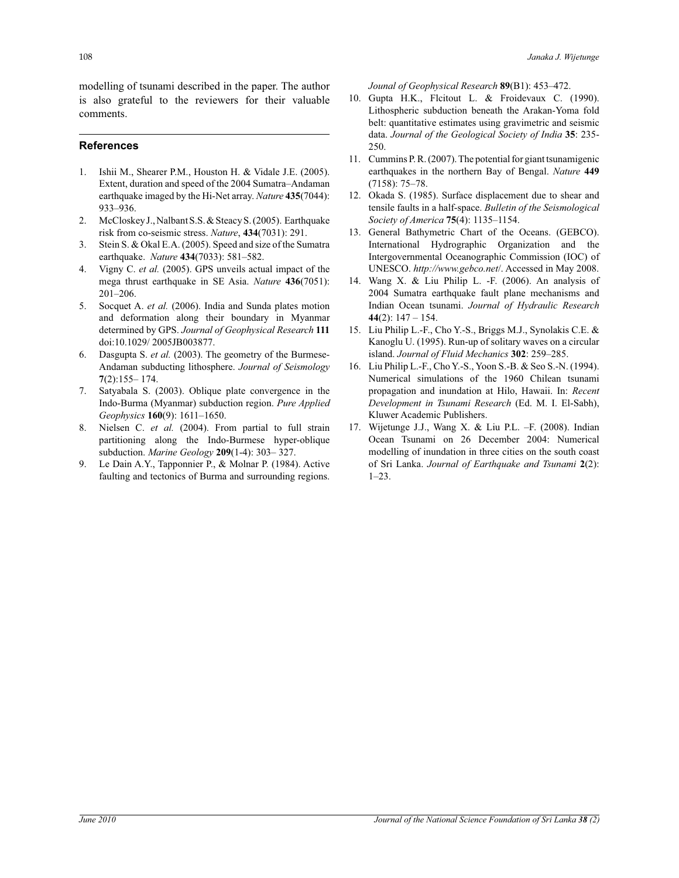modelling of tsunami described in the paper. The author is also grateful to the reviewers for their valuable comments.

## References

1. Ishii M., Shearer P.M., Houston H. & Vidale J.E. (2005). Extent, duration and speed of the 2004 Sumatra–Andaman earthquake imaged by the Hi-Net array. *Nature* **435**(7044): 933–936.
2. McCloskey J., Nalbant S.S. & Steacy S. (2005). Earthquake risk from co-seismic stress. *Nature*, **434**(7031): 291.
3. Stein S. & Okal E.A. (2005). Speed and size of the Sumatra earthquake. *Nature* **434**(7033): 581–582.
4. Vigny C. *et al.* (2005). GPS unveils actual impact of the mega thrust earthquake in SE Asia. *Nature* **436**(7051): 201–206.
5. Socquet A. *et al.* (2006). India and Sunda plates motion and deformation along their boundary in Myanmar determined by GPS. *Journal of Geophysical Research* **111** doi:10.1029/ 2005JB003877.
6. Dasgupta S. *et al.* (2003). The geometry of the Burmese-Andaman subducting lithosphere. *Journal of Seismology* **7**(2):155– 174.
7. Satyabala S. (2003). Oblique plate convergence in the Indo-Burma (Myanmar) subduction region. *Pure Applied Geophysics* **160**(9): 1611–1650.
8. Nielsen C. *et al.* (2004). From partial to full strain partitioning along the Indo-Burmese hyper-oblique subduction. *Marine Geology* **209**(1-4): 303– 327.
9. Le Dain A.Y., Tapponnier P., & Molnar P. (1984). Active faulting and tectonics of Burma and surrounding regions. *Jounal of Geophysical Research* **89**(B1): 453–472.
10. Gupta H.K., Flcitout L. & Froidevaux C. (1990). Lithospheric subduction beneath the Arakan-Yoma fold belt: quantitative estimates using gravimetric and seismic data. *Journal of the Geological Society of India* **35**: 235-250.
11. Cummins P. R. (2007). The potential for giant tsunamigenic earthquakes in the northern Bay of Bengal. *Nature* **449** (7158): 75–78.
12. Okada S. (1985). Surface displacement due to shear and tensile faults in a half-space. *Bulletin of the Seismological Society of America* **75**(4): 1135–1154.
13. General Bathymetric Chart of the Oceans. (GEBCO). International Hydrographic Organization and the Intergovernmental Oceanographic Commission (IOC) of UNESCO. *http://www.gebco.net/*. Accessed in May 2008.
14. Wang X. & Liu Philip L. -F. (2006). An analysis of 2004 Sumatra earthquake fault plane mechanisms and Indian Ocean tsunami. *Journal of Hydraulic Research* **44**(2): 147 – 154.
15. Liu Philip L.-F., Cho Y.-S., Briggs M.J., Synolakis C.E. & Kanoglu U. (1995). Run-up of solitary waves on a circular island. *Journal of Fluid Mechanics* **302**: 259–285.
16. Liu Philip L.-F., Cho Y.-S., Yoon S.-B. & Seo S.-N. (1994). Numerical simulations of the 1960 Chilean tsunami propagation and inundation at Hilo, Hawaii. In: *Recent Development in Tsunami Research* (Ed. M. I. El-Sabh), Kluwer Academic Publishers.
17. Wijetunge J.J., Wang X. & Liu P.L. –F. (2008). Indian Ocean Tsunami on 26 December 2004: Numerical modelling of inundation in three cities on the south coast of Sri Lanka. *Journal of Earthquake and Tsunami* **2**(2): 1–23.